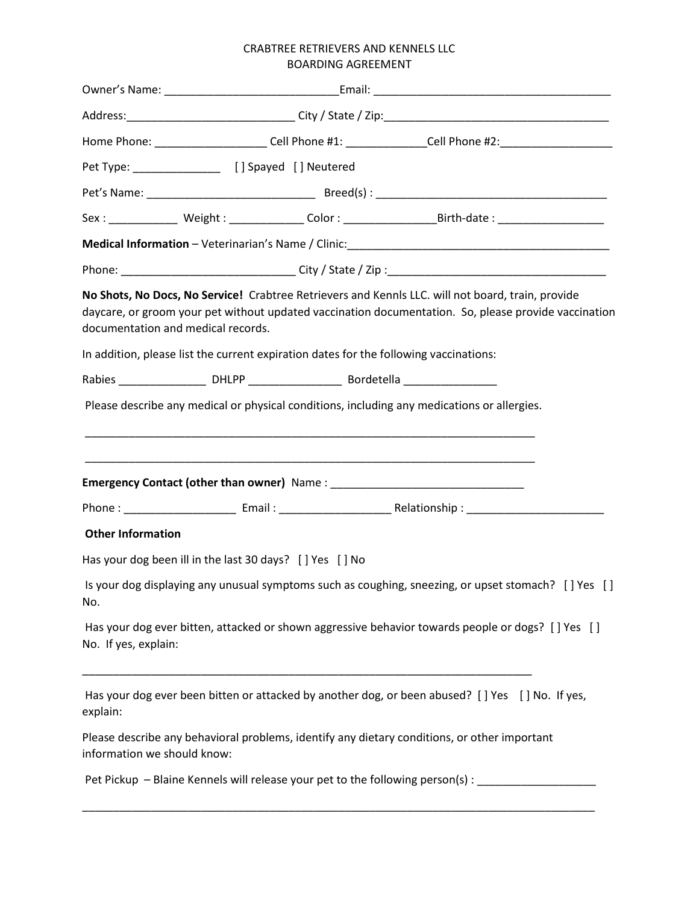# CRABTREE RETRIEVERS AND KENNELS LLC
## BOARDING AGREEMENT

Owner's Name: ____________________________Email: ______________________________________

Address:___________________________ City / State / Zip:____________________________________

Home Phone: __________________ Cell Phone #1: _____________Cell Phone #2:__________________

Pet Type: ______________ [ ] Spayed [ ] Neutered

Pet's Name: ___________________________ Breed(s) : _____________________________________

Sex : ___________ Weight : ____________ Color : _______________Birth-date : _________________

**Medical Information** – Veterinarian's Name / Clinic:___________________________________________

Phone: ____________________________ City / State / Zip :___________________________________

**No Shots, No Docs, No Service!** Crabtree Retrievers and Kennls LLC. will not board, train, provide daycare, or groom your pet without updated vaccination documentation. So, please provide vaccination documentation and medical records.

In addition, please list the current expiration dates for the following vaccinations:

Rabies ______________ DHLPP _______________ Bordetella _______________

Please describe any medical or physical conditions, including any medications or allergies.

___________________________________________________________________________

___________________________________________________________________________

**Emergency Contact (other than owner)** Name : _______________________________

Phone : __________________ Email : __________________ Relationship : ______________________

**Other Information**

Has your dog been ill in the last 30 days? [ ] Yes [ ] No

Is your dog displaying any unusual symptoms such as coughing, sneezing, or upset stomach? [ ] Yes [ ] No.

Has your dog ever bitten, attacked or shown aggressive behavior towards people or dogs? [ ] Yes [ ] No. If yes, explain:

___________________________________________________________________________

Has your dog ever been bitten or attacked by another dog, or been abused? [ ] Yes [ ] No. If yes, explain:

Please describe any behavioral problems, identify any dietary conditions, or other important information we should know:

Pet Pickup – Blaine Kennels will release your pet to the following person(s) : ___________________

_____________________________________________________________________________________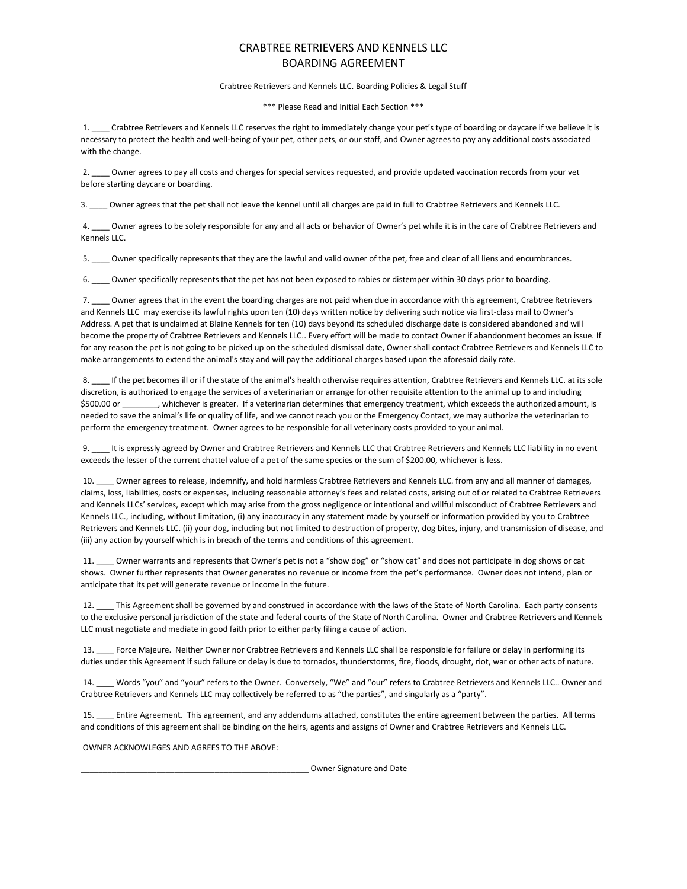# CRABTREE RETRIEVERS AND KENNELS LLC
# BOARDING AGREEMENT

Crabtree Retrievers and Kennels LLC. Boarding Policies & Legal Stuff

*** Please Read and Initial Each Section ***

1. ____ Crabtree Retrievers and Kennels LLC reserves the right to immediately change your pet's type of boarding or daycare if we believe it is necessary to protect the health and well-being of your pet, other pets, or our staff, and Owner agrees to pay any additional costs associated with the change.

2. ____ Owner agrees to pay all costs and charges for special services requested, and provide updated vaccination records from your vet before starting daycare or boarding.

3. ____ Owner agrees that the pet shall not leave the kennel until all charges are paid in full to Crabtree Retrievers and Kennels LLC.

4. ____ Owner agrees to be solely responsible for any and all acts or behavior of Owner's pet while it is in the care of Crabtree Retrievers and Kennels LLC.

5. ____ Owner specifically represents that they are the lawful and valid owner of the pet, free and clear of all liens and encumbrances.

6. ____ Owner specifically represents that the pet has not been exposed to rabies or distemper within 30 days prior to boarding.

7. ____ Owner agrees that in the event the boarding charges are not paid when due in accordance with this agreement, Crabtree Retrievers and Kennels LLC may exercise its lawful rights upon ten (10) days written notice by delivering such notice via first-class mail to Owner's Address. A pet that is unclaimed at Blaine Kennels for ten (10) days beyond its scheduled discharge date is considered abandoned and will become the property of Crabtree Retrievers and Kennels LLC.. Every effort will be made to contact Owner if abandonment becomes an issue. If for any reason the pet is not going to be picked up on the scheduled dismissal date, Owner shall contact Crabtree Retrievers and Kennels LLC to make arrangements to extend the animal's stay and will pay the additional charges based upon the aforesaid daily rate.

8. ____ If the pet becomes ill or if the state of the animal's health otherwise requires attention, Crabtree Retrievers and Kennels LLC. at its sole discretion, is authorized to engage the services of a veterinarian or arrange for other requisite attention to the animal up to and including $500.00 or ________, whichever is greater. If a veterinarian determines that emergency treatment, which exceeds the authorized amount, is needed to save the animal's life or quality of life, and we cannot reach you or the Emergency Contact, we may authorize the veterinarian to perform the emergency treatment. Owner agrees to be responsible for all veterinary costs provided to your animal.

9. ____ It is expressly agreed by Owner and Crabtree Retrievers and Kennels LLC that Crabtree Retrievers and Kennels LLC liability in no event exceeds the lesser of the current chattel value of a pet of the same species or the sum of $200.00, whichever is less.

10. ____ Owner agrees to release, indemnify, and hold harmless Crabtree Retrievers and Kennels LLC. from any and all manner of damages, claims, loss, liabilities, costs or expenses, including reasonable attorney's fees and related costs, arising out of or related to Crabtree Retrievers and Kennels LLCs' services, except which may arise from the gross negligence or intentional and willful misconduct of Crabtree Retrievers and Kennels LLC., including, without limitation, (i) any inaccuracy in any statement made by yourself or information provided by you to Crabtree Retrievers and Kennels LLC. (ii) your dog, including but not limited to destruction of property, dog bites, injury, and transmission of disease, and (iii) any action by yourself which is in breach of the terms and conditions of this agreement.

11. ____ Owner warrants and represents that Owner's pet is not a "show dog" or "show cat" and does not participate in dog shows or cat shows. Owner further represents that Owner generates no revenue or income from the pet's performance. Owner does not intend, plan or anticipate that its pet will generate revenue or income in the future.

12. ____ This Agreement shall be governed by and construed in accordance with the laws of the State of North Carolina. Each party consents to the exclusive personal jurisdiction of the state and federal courts of the State of North Carolina. Owner and Crabtree Retrievers and Kennels LLC must negotiate and mediate in good faith prior to either party filing a cause of action.

13. ____ Force Majeure. Neither Owner nor Crabtree Retrievers and Kennels LLC shall be responsible for failure or delay in performing its duties under this Agreement if such failure or delay is due to tornados, thunderstorms, fire, floods, drought, riot, war or other acts of nature.

14. ____ Words "you" and "your" refers to the Owner. Conversely, "We" and "our" refers to Crabtree Retrievers and Kennels LLC.. Owner and Crabtree Retrievers and Kennels LLC may collectively be referred to as "the parties", and singularly as a "party".

15. ____ Entire Agreement. This agreement, and any addendums attached, constitutes the entire agreement between the parties. All terms and conditions of this agreement shall be binding on the heirs, agents and assigns of Owner and Crabtree Retrievers and Kennels LLC.

OWNER ACKNOWLEGES AND AGREES TO THE ABOVE:

____________________________________________________ Owner Signature and Date